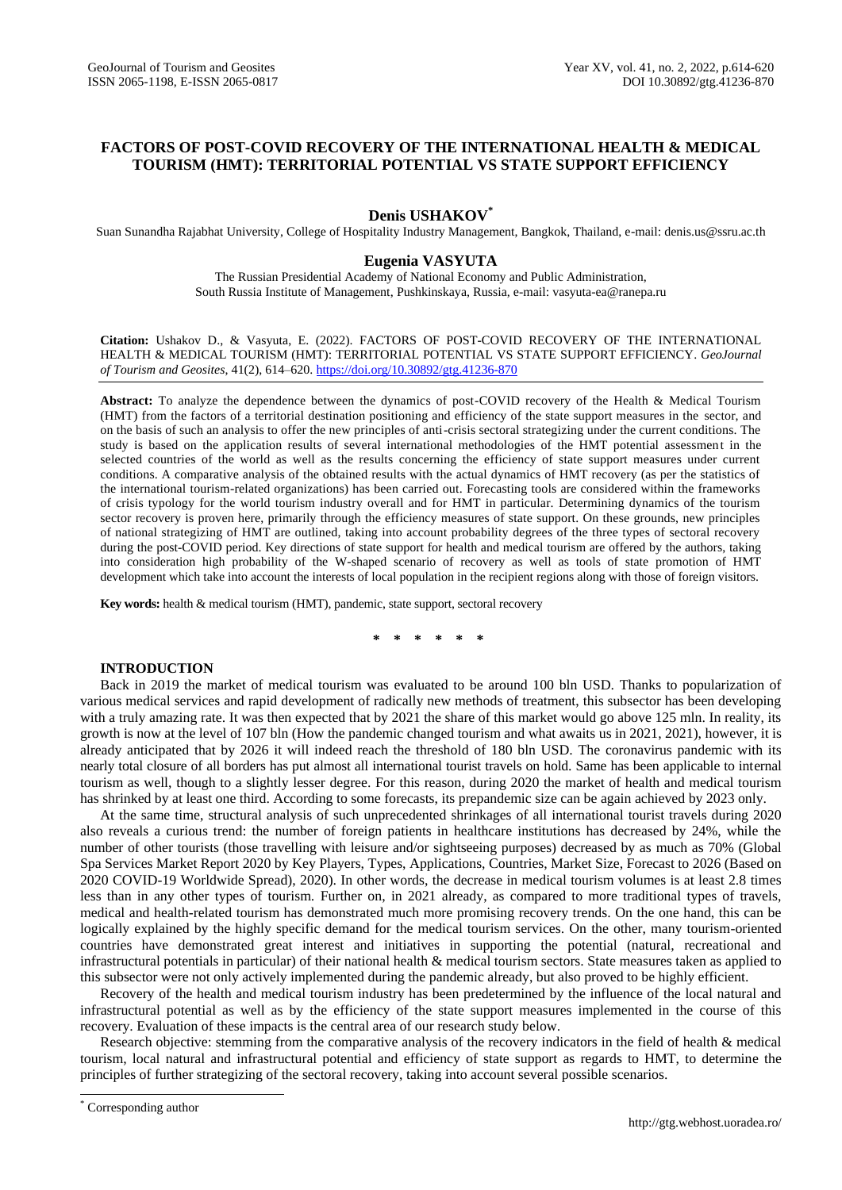# FACTORS OF POST-COVID RECOVERY OF THE INTERNATIONAL HEALTH & MEDICAL TOURISM (HMT): TERRITORIAL POTENTIAL VS STATE SUPPORT EFFICIENCY

**Denis USHAKOV***

Suan Sunandha Rajabhat University, College of Hospitality Industry Management, Bangkok, Thailand, e-mail: denis.us@ssru.ac.th

**Eugenia VASYUTA**

The Russian Presidential Academy of National Economy and Public Administration,
South Russia Institute of Management, Pushkinskaya, Russia, e-mail: vasyuta-ea@ranepa.ru

**Citation:** Ushakov D., & Vasyuta, E. (2022). FACTORS OF POST-COVID RECOVERY OF THE INTERNATIONAL HEALTH & MEDICAL TOURISM (HMT): TERRITORIAL POTENTIAL VS STATE SUPPORT EFFICIENCY. *GeoJournal of Tourism and Geosites*, 41(2), 614–620. https://doi.org/10.30892/gtg.41236-870

**Abstract:** To analyze the dependence between the dynamics of post-COVID recovery of the Health & Medical Tourism (HMT) from the factors of a territorial destination positioning and efficiency of the state support measures in the sector, and on the basis of such an analysis to offer the new principles of anti-crisis sectoral strategizing under the current conditions. The study is based on the application results of several international methodologies of the HMT potential assessment in the selected countries of the world as well as the results concerning the efficiency of state support measures under current conditions. A comparative analysis of the obtained results with the actual dynamics of HMT recovery (as per the statistics of the international tourism-related organizations) has been carried out. Forecasting tools are considered within the frameworks of crisis typology for the world tourism industry overall and for HMT in particular. Determining dynamics of the tourism sector recovery is proven here, primarily through the efficiency measures of state support. On these grounds, new principles of national strategizing of HMT are outlined, taking into account probability degrees of the three types of sectoral recovery during the post-COVID period. Key directions of state support for health and medical tourism are offered by the authors, taking into consideration high probability of the W-shaped scenario of recovery as well as tools of state promotion of HMT development which take into account the interests of local population in the recipient regions along with those of foreign visitors.

**Key words:** health & medical tourism (HMT), pandemic, state support, sectoral recovery

\* \* \* \* \* \*

## INTRODUCTION

Back in 2019 the market of medical tourism was evaluated to be around 100 bln USD. Thanks to popularization of various medical services and rapid development of radically new methods of treatment, this subsector has been developing with a truly amazing rate. It was then expected that by 2021 the share of this market would go above 125 mln. In reality, its growth is now at the level of 107 bln (How the pandemic changed tourism and what awaits us in 2021, 2021), however, it is already anticipated that by 2026 it will indeed reach the threshold of 180 bln USD. The coronavirus pandemic with its nearly total closure of all borders has put almost all international tourist travels on hold. Same has been applicable to internal tourism as well, though to a slightly lesser degree. For this reason, during 2020 the market of health and medical tourism has shrinked by at least one third. According to some forecasts, its prepandemic size can be again achieved by 2023 only.

At the same time, structural analysis of such unprecedented shrinkages of all international tourist travels during 2020 also reveals a curious trend: the number of foreign patients in healthcare institutions has decreased by 24%, while the number of other tourists (those travelling with leisure and/or sightseeing purposes) decreased by as much as 70% (Global Spa Services Market Report 2020 by Key Players, Types, Applications, Countries, Market Size, Forecast to 2026 (Based on 2020 COVID-19 Worldwide Spread), 2020). In other words, the decrease in medical tourism volumes is at least 2.8 times less than in any other types of tourism. Further on, in 2021 already, as compared to more traditional types of travels, medical and health-related tourism has demonstrated much more promising recovery trends. On the one hand, this can be logically explained by the highly specific demand for the medical tourism services. On the other, many tourism-oriented countries have demonstrated great interest and initiatives in supporting the potential (natural, recreational and infrastructural potentials in particular) of their national health & medical tourism sectors. State measures taken as applied to this subsector were not only actively implemented during the pandemic already, but also proved to be highly efficient.

Recovery of the health and medical tourism industry has been predetermined by the influence of the local natural and infrastructural potential as well as by the efficiency of the state support measures implemented in the course of this recovery. Evaluation of these impacts is the central area of our research study below.

Research objective: stemming from the comparative analysis of the recovery indicators in the field of health & medical tourism, local natural and infrastructural potential and efficiency of state support as regards to HMT, to determine the principles of further strategizing of the sectoral recovery, taking into account several possible scenarios.

\* Corresponding author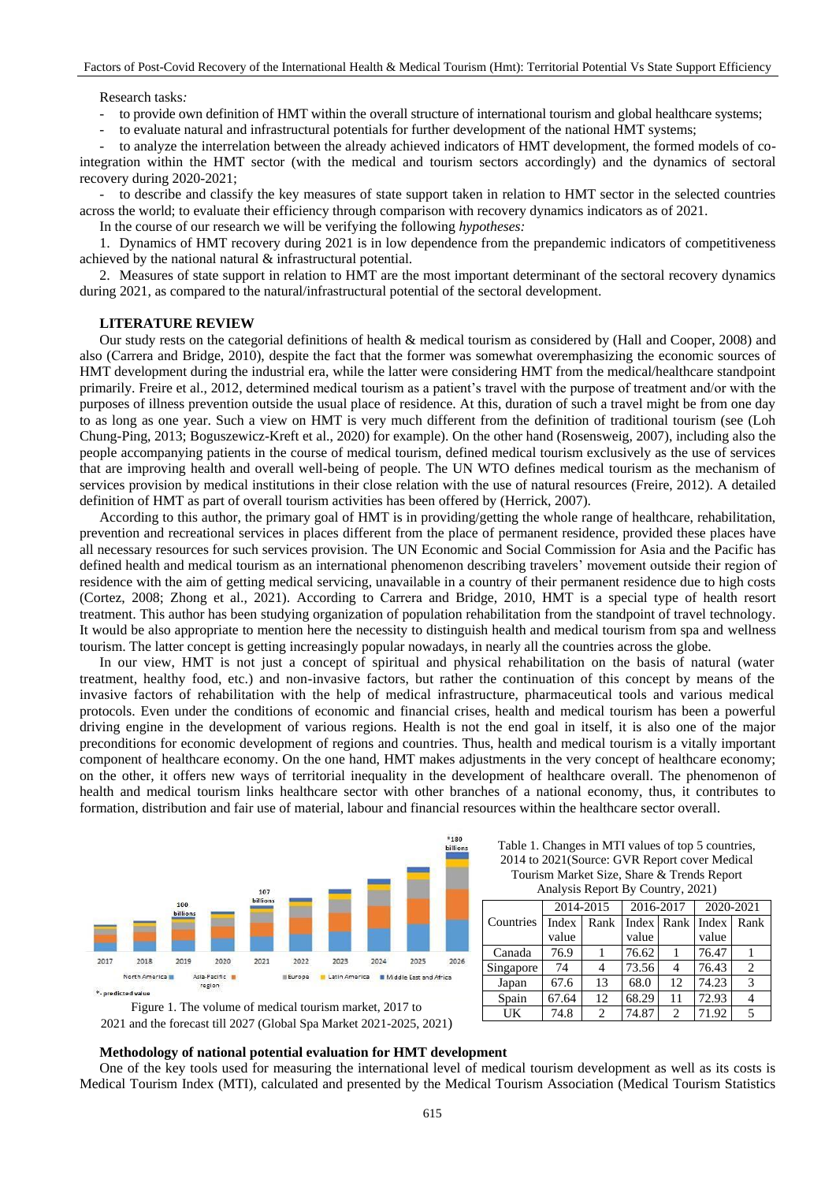Research tasks*:*

- to provide own definition of HMT within the overall structure of international tourism and global healthcare systems;
- to evaluate natural and infrastructural potentials for further development of the national HMT systems;
- to analyze the interrelation between the already achieved indicators of HMT development, the formed models of co-integration within the HMT sector (with the medical and tourism sectors accordingly) and the dynamics of sectoral recovery during 2020-2021;
- to describe and classify the key measures of state support taken in relation to HMT sector in the selected countries across the world; to evaluate their efficiency through comparison with recovery dynamics indicators as of 2021.

In the course of our research we will be verifying the following *hypotheses:*

1. Dynamics of HMT recovery during 2021 is in low dependence from the prepandemic indicators of competitiveness achieved by the national natural & infrastructural potential.
2. Measures of state support in relation to HMT are the most important determinant of the sectoral recovery dynamics during 2021, as compared to the natural/infrastructural potential of the sectoral development.

**LITERATURE REVIEW**

Our study rests on the categorial definitions of health & medical tourism as considered by (Hall and Cooper, 2008) and also (Carrera and Bridge, 2010), despite the fact that the former were somewhat overemphasizing the economic sources of HMT development during the industrial era, while the latter were considering HMT from the medical/healthcare standpoint primarily. Freire et al., 2012, determined medical tourism as a patient's travel with the purpose of treatment and/or with the purposes of illness prevention outside the usual place of residence. At this, duration of such a travel might be from one day to as long as one year. Such a view on HMT is very much different from the definition of traditional tourism (see (Loh Chung-Ping, 2013; Boguszewicz-Kreft et al., 2020) for example). On the other hand (Rosensweig, 2007), including also the people accompanying patients in the course of medical tourism, defined medical tourism exclusively as the use of services that are improving health and overall well-being of people. The UN WTO defines medical tourism as the mechanism of services provision by medical institutions in their close relation with the use of natural resources (Freire, 2012). A detailed definition of HMT as part of overall tourism activities has been offered by (Herrick, 2007).

According to this author, the primary goal of HMT is in providing/getting the whole range of healthcare, rehabilitation, prevention and recreational services in places different from the place of permanent residence, provided these places have all necessary resources for such services provision. The UN Economic and Social Commission for Asia and the Pacific has defined health and medical tourism as an international phenomenon describing travelers' movement outside their region of residence with the aim of getting medical servicing, unavailable in a country of their permanent residence due to high costs (Cortez, 2008; Zhong et al., 2021). According to Carrera and Bridge, 2010, HMT is a special type of health resort treatment. This author has been studying organization of population rehabilitation from the standpoint of travel technology. It would be also appropriate to mention here the necessity to distinguish health and medical tourism from spa and wellness tourism. The latter concept is getting increasingly popular nowadays, in nearly all the countries across the globe.

In our view, HMT is not just a concept of spiritual and physical rehabilitation on the basis of natural (water treatment, healthy food, etc.) and non-invasive factors, but rather the continuation of this concept by means of the invasive factors of rehabilitation with the help of medical infrastructure, pharmaceutical tools and various medical protocols. Even under the conditions of economic and financial crises, health and medical tourism has been a powerful driving engine in the development of various regions. Health is not the end goal in itself, it is also one of the major preconditions for economic development of regions and countries. Thus, health and medical tourism is a vitally important component of healthcare economy. On the one hand, HMT makes adjustments in the very concept of healthcare economy; on the other, it offers new ways of territorial inequality in the development of healthcare overall. The phenomenon of health and medical tourism links healthcare sector with other branches of a national economy, thus, it contributes to formation, distribution and fair use of material, labour and financial resources within the healthcare sector overall.

Figure 1. The volume of medical tourism market, 2017 to 2021 and the forecast till 2027 (Global Spa Market 2021-2025, 2021)

Table 1. Changes in MTI values of top 5 countries, 2014 to 2021(Source: GVR Report cover Medical Tourism Market Size, Share & Trends Report Analysis Report By Country, 2021)

| Countries | 2014-2015 | | 2016-2017 | | 2020-2021 | |
|---|---|---|---|---|---|---|
| | Index value | Rank | Index value | Rank | Index value | Rank |
| Canada | 76.9 | 1 | 76.62 | 1 | 76.47 | 1 |
| Singapore | 74 | 4 | 73.56 | 4 | 76.43 | 2 |
| Japan | 67.6 | 13 | 68.0 | 12 | 74.23 | 3 |
| Spain | 67.64 | 12 | 68.29 | 11 | 72.93 | 4 |
| UK | 74.8 | 2 | 74.87 | 2 | 71.92 | 5 |

**Methodology of national potential evaluation for HMT development**

One of the key tools used for measuring the international level of medical tourism development as well as its costs is Medical Tourism Index (MTI), calculated and presented by the Medical Tourism Association (Medical Tourism Statistics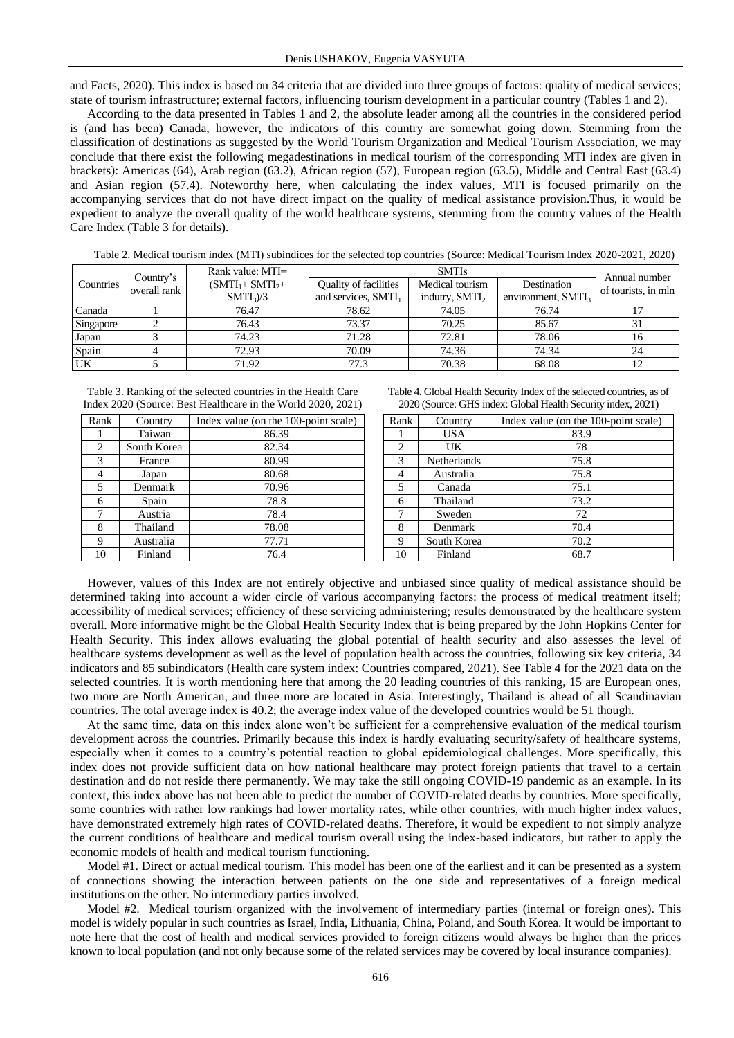and Facts, 2020). This index is based on 34 criteria that are divided into three groups of factors: quality of medical services; state of tourism infrastructure; external factors, influencing tourism development in a particular country (Tables 1 and 2).

According to the data presented in Tables 1 and 2, the absolute leader among all the countries in the considered period is (and has been) Canada, however, the indicators of this country are somewhat going down. Stemming from the classification of destinations as suggested by the World Tourism Organization and Medical Tourism Association, we may conclude that there exist the following megadestinations in medical tourism of the corresponding MTI index are given in brackets): Americas (64), Arab region (63.2), African region (57), European region (63.5), Middle and Central East (63.4) and Asian region (57.4). Noteworthy here, when calculating the index values, MTI is focused primarily on the accompanying services that do not have direct impact on the quality of medical assistance provision.Thus, it would be expedient to analyze the overall quality of the world healthcare systems, stemming from the country values of the Health Care Index (Table 3 for details).

Table 2. Medical tourism index (MTI) subindices for the selected top countries (Source: Medical Tourism Index 2020-2021, 2020)

| Countries | Country's overall rank | Rank value: MTI= $(SMTI_1+SMTI_2+SMTI_3)/3$ | SMTIs | | | Annual number of tourists, in mln |
|---|---|---|---|---|---|---|
| | | | Quality of facilities and services, $SMTI_1$ | Medical tourism indutry, $SMTI_2$ | Destination environment, $SMTI_3$ | |
| Canada | 1 | 76.47 | 78.62 | 74.05 | 76.74 | 17 |
| Singapore | 2 | 76.43 | 73.37 | 70.25 | 85.67 | 31 |
| Japan | 3 | 74.23 | 71.28 | 72.81 | 78.06 | 16 |
| Spain | 4 | 72.93 | 70.09 | 74.36 | 74.34 | 24 |
| UK | 5 | 71.92 | 77.3 | 70.38 | 68.08 | 12 |

Table 3. Ranking of the selected countries in the Health Care Index 2020 (Source: Best Healthcare in the World 2020, 2021)

| Rank | Country | Index value (on the 100-point scale) |
|---|---|---|
| 1 | Taiwan | 86.39 |
| 2 | South Korea | 82.34 |
| 3 | France | 80.99 |
| 4 | Japan | 80.68 |
| 5 | Denmark | 70.96 |
| 6 | Spain | 78.8 |
| 7 | Austria | 78.4 |
| 8 | Thailand | 78.08 |
| 9 | Australia | 77.71 |
| 10 | Finland | 76.4 |

Table 4. Global Health Security Index of the selected countries, as of 2020 (Source: GHS index: Global Health Security index, 2021)

| Rank | Country | Index value (on the 100-point scale) |
|---|---|---|
| 1 | USA | 83.9 |
| 2 | UK | 78 |
| 3 | Netherlands | 75.8 |
| 4 | Australia | 75.8 |
| 5 | Canada | 75.1 |
| 6 | Thailand | 73.2 |
| 7 | Sweden | 72 |
| 8 | Denmark | 70.4 |
| 9 | South Korea | 70.2 |
| 10 | Finland | 68.7 |

However, values of this Index are not entirely objective and unbiased since quality of medical assistance should be determined taking into account a wider circle of various accompanying factors: the process of medical treatment itself; accessibility of medical services; efficiency of these servicing administering; results demonstrated by the healthcare system overall. More informative might be the Global Health Security Index that is being prepared by the John Hopkins Center for Health Security. This index allows evaluating the global potential of health security and also assesses the level of healthcare systems development as well as the level of population health across the countries, following six key criteria, 34 indicators and 85 subindicators (Health care system index: Countries compared, 2021). See Table 4 for the 2021 data on the selected countries. It is worth mentioning here that among the 20 leading countries of this ranking, 15 are European ones, two more are North American, and three more are located in Asia. Interestingly, Thailand is ahead of all Scandinavian countries. The total average index is 40.2; the average index value of the developed countries would be 51 though.

At the same time, data on this index alone won't be sufficient for a comprehensive evaluation of the medical tourism development across the countries. Primarily because this index is hardly evaluating security/safety of healthcare systems, especially when it comes to a country's potential reaction to global epidemiological challenges. More specifically, this index does not provide sufficient data on how national healthcare may protect foreign patients that travel to a certain destination and do not reside there permanently. We may take the still ongoing COVID-19 pandemic as an example. In its context, this index above has not been able to predict the number of COVID-related deaths by countries. More specifically, some countries with rather low rankings had lower mortality rates, while other countries, with much higher index values, have demonstrated extremely high rates of COVID-related deaths. Therefore, it would be expedient to not simply analyze the current conditions of healthcare and medical tourism overall using the index-based indicators, but rather to apply the economic models of health and medical tourism functioning.

Model #1. Direct or actual medical tourism. This model has been one of the earliest and it can be presented as a system of connections showing the interaction between patients on the one side and representatives of a foreign medical institutions on the other. No intermediary parties involved.

Model #2. Medical tourism organized with the involvement of intermediary parties (internal or foreign ones). This model is widely popular in such countries as Israel, India, Lithuania, China, Poland, and South Korea. It would be important to note here that the cost of health and medical services provided to foreign citizens would always be higher than the prices known to local population (and not only because some of the related services may be covered by local insurance companies).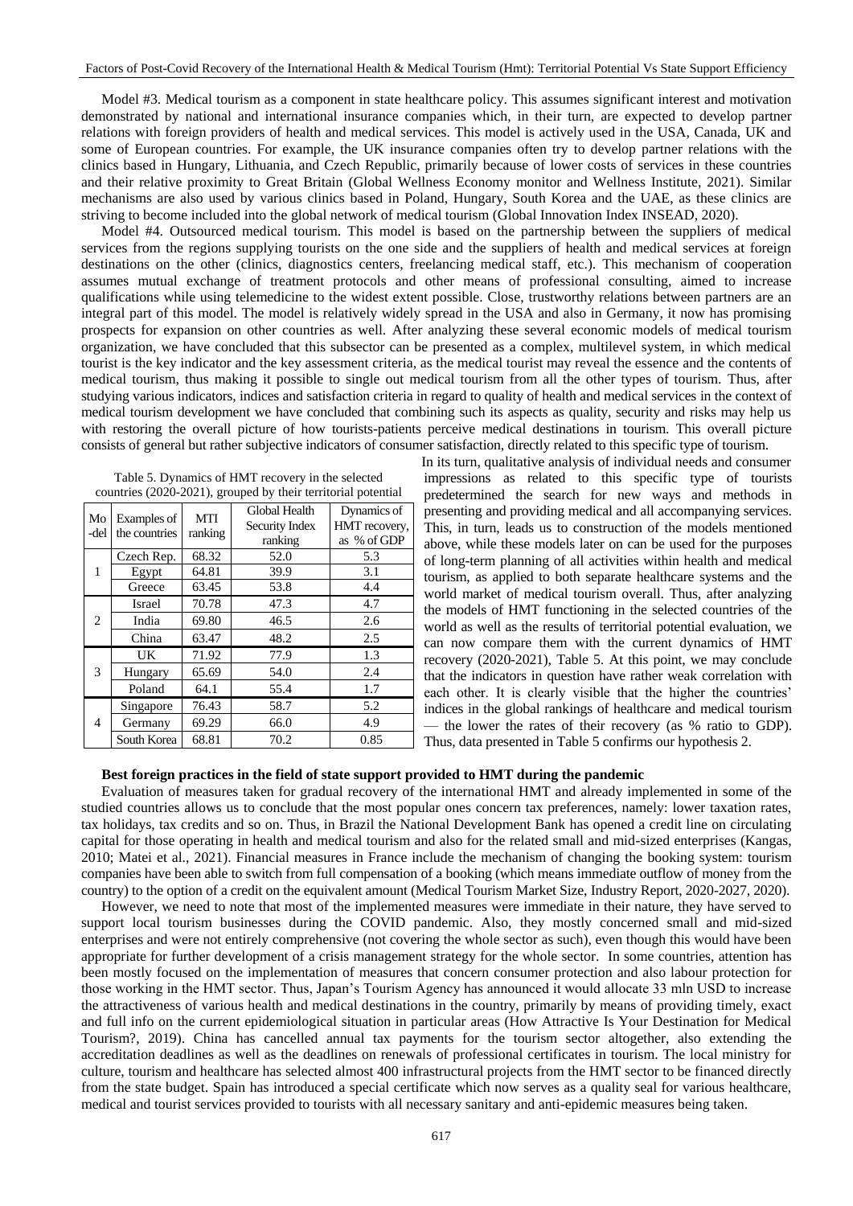Model #3. Medical tourism as a component in state healthcare policy. This assumes significant interest and motivation demonstrated by national and international insurance companies which, in their turn, are expected to develop partner relations with foreign providers of health and medical services. This model is actively used in the USA, Canada, UK and some of European countries. For example, the UK insurance companies often try to develop partner relations with the clinics based in Hungary, Lithuania, and Czech Republic, primarily because of lower costs of services in these countries and their relative proximity to Great Britain (Global Wellness Economy monitor and Wellness Institute, 2021). Similar mechanisms are also used by various clinics based in Poland, Hungary, South Korea and the UAE, as these clinics are striving to become included into the global network of medical tourism (Global Innovation Index INSEAD, 2020).

Model #4. Outsourced medical tourism. This model is based on the partnership between the suppliers of medical services from the regions supplying tourists on the one side and the suppliers of health and medical services at foreign destinations on the other (clinics, diagnostics centers, freelancing medical staff, etc.). This mechanism of cooperation assumes mutual exchange of treatment protocols and other means of professional consulting, aimed to increase qualifications while using telemedicine to the widest extent possible. Close, trustworthy relations between partners are an integral part of this model. The model is relatively widely spread in the USA and also in Germany, it now has promising prospects for expansion on other countries as well. After analyzing these several economic models of medical tourism organization, we have concluded that this subsector can be presented as a complex, multilevel system, in which medical tourist is the key indicator and the key assessment criteria, as the medical tourist may reveal the essence and the contents of medical tourism, thus making it possible to single out medical tourism from all the other types of tourism. Thus, after studying various indicators, indices and satisfaction criteria in regard to quality of health and medical services in the context of medical tourism development we have concluded that combining such its aspects as quality, security and risks may help us with restoring the overall picture of how tourists-patients perceive medical destinations in tourism. This overall picture consists of general but rather subjective indicators of consumer satisfaction, directly related to this specific type of tourism.

In its turn, qualitative analysis of individual needs and consumer impressions as related to this specific type of tourists predetermined the search for new ways and methods in presenting and providing medical and all accompanying services. This, in turn, leads us to construction of the models mentioned above, while these models later on can be used for the purposes of long-term planning of all activities within health and medical tourism, as applied to both separate healthcare systems and the world market of medical tourism overall. Thus, after analyzing the models of HMT functioning in the selected countries of the world as well as the results of territorial potential evaluation, we can now compare them with the current dynamics of HMT recovery (2020-2021), Table 5. At this point, we may conclude that the indicators in question have rather weak correlation with each other. It is clearly visible that the higher the countries' indices in the global rankings of healthcare and medical tourism — the lower the rates of their recovery (as % ratio to GDP). Thus, data presented in Table 5 confirms our hypothesis 2.

Table 5. Dynamics of HMT recovery in the selected countries (2020-2021), grouped by their territorial potential

| Model | Examples of the countries | MTI ranking | Global Health Security Index ranking | Dynamics of HMT recovery, as % of GDP |
|---|---|---|---|---|
| 1 | Czech Rep. | 68.32 | 52.0 | 5.3 |
| | Egypt | 64.81 | 39.9 | 3.1 |
| | Greece | 63.45 | 53.8 | 4.4 |
| 2 | Israel | 70.78 | 47.3 | 4.7 |
| | India | 69.80 | 46.5 | 2.6 |
| | China | 63.47 | 48.2 | 2.5 |
| 3 | UK | 71.92 | 77.9 | 1.3 |
| | Hungary | 65.69 | 54.0 | 2.4 |
| | Poland | 64.1 | 55.4 | 1.7 |
| 4 | Singapore | 76.43 | 58.7 | 5.2 |
| | Germany | 69.29 | 66.0 | 4.9 |
| | South Korea | 68.81 | 70.2 | 0.85 |

**Best foreign practices in the field of state support provided to HMT during the pandemic**

Evaluation of measures taken for gradual recovery of the international HMT and already implemented in some of the studied countries allows us to conclude that the most popular ones concern tax preferences, namely: lower taxation rates, tax holidays, tax credits and so on. Thus, in Brazil the National Development Bank has opened a credit line on circulating capital for those operating in health and medical tourism and also for the related small and mid-sized enterprises (Kangas, 2010; Matei et al., 2021). Financial measures in France include the mechanism of changing the booking system: tourism companies have been able to switch from full compensation of a booking (which means immediate outflow of money from the country) to the option of a credit on the equivalent amount (Medical Tourism Market Size, Industry Report, 2020-2027, 2020).

However, we need to note that most of the implemented measures were immediate in their nature, they have served to support local tourism businesses during the COVID pandemic. Also, they mostly concerned small and mid-sized enterprises and were not entirely comprehensive (not covering the whole sector as such), even though this would have been appropriate for further development of a crisis management strategy for the whole sector. In some countries, attention has been mostly focused on the implementation of measures that concern consumer protection and also labour protection for those working in the HMT sector. Thus, Japan's Tourism Agency has announced it would allocate 33 mln USD to increase the attractiveness of various health and medical destinations in the country, primarily by means of providing timely, exact and full info on the current epidemiological situation in particular areas (How Attractive Is Your Destination for Medical Tourism?, 2019). China has cancelled annual tax payments for the tourism sector altogether, also extending the accreditation deadlines as well as the deadlines on renewals of professional certificates in tourism. The local ministry for culture, tourism and healthcare has selected almost 400 infrastructural projects from the HMT sector to be financed directly from the state budget. Spain has introduced a special certificate which now serves as a quality seal for various healthcare, medical and tourist services provided to tourists with all necessary sanitary and anti-epidemic measures being taken.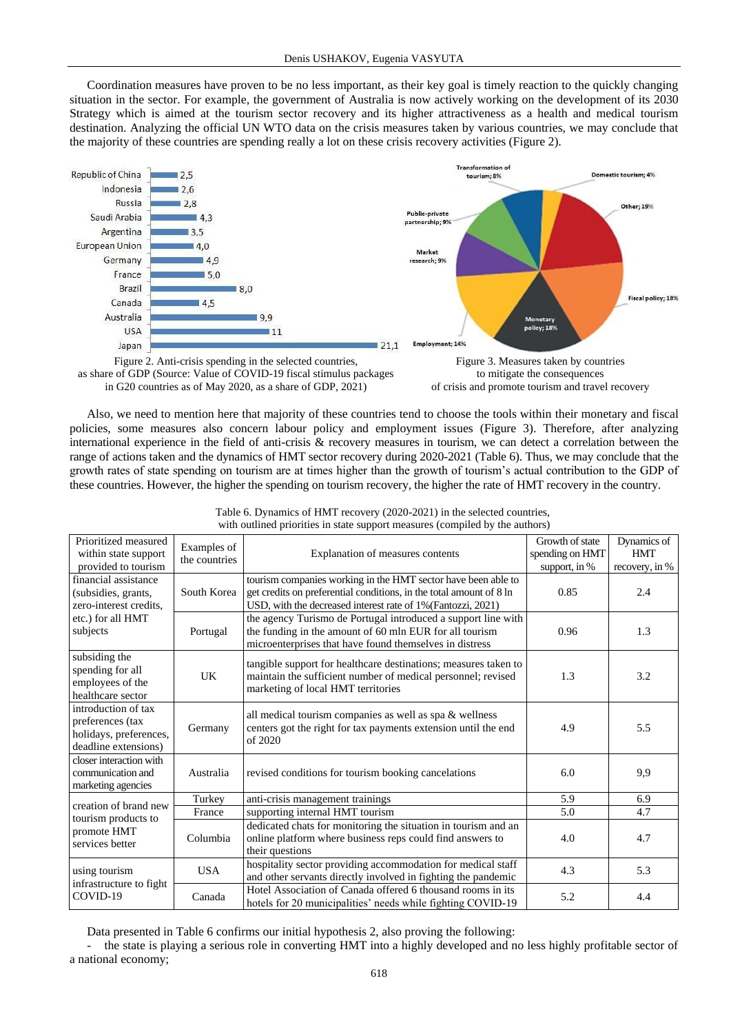Coordination measures have proven to be no less important, as their key goal is timely reaction to the quickly changing situation in the sector. For example, the government of Australia is now actively working on the development of its 2030 Strategy which is aimed at the tourism sector recovery and its higher attractiveness as a health and medical tourism destination. Analyzing the official UN WTO data on the crisis measures taken by various countries, we may conclude that the majority of these countries are spending really a lot on these crisis recovery activities (Figure 2).

Figure 2. Anti-crisis spending in the selected countries, as share of GDP (Source: Value of COVID-19 fiscal stimulus packages in G20 countries as of May 2020, as a share of GDP, 2021)

Figure 3. Measures taken by countries to mitigate the consequences of crisis and promote tourism and travel recovery

Also, we need to mention here that majority of these countries tend to choose the tools within their monetary and fiscal policies, some measures also concern labour policy and employment issues (Figure 3). Therefore, after analyzing international experience in the field of anti-crisis & recovery measures in tourism, we can detect a correlation between the range of actions taken and the dynamics of HMT sector recovery during 2020-2021 (Table 6). Thus, we may conclude that the growth rates of state spending on tourism are at times higher than the growth of tourism's actual contribution to the GDP of these countries. However, the higher the spending on tourism recovery, the higher the rate of HMT recovery in the country.

Table 6. Dynamics of HMT recovery (2020-2021) in the selected countries, with outlined priorities in state support measures (compiled by the authors)

| Prioritized measured within state support provided to tourism | Examples of the countries | Explanation of measures contents | Growth of state spending on HMT support, in % | Dynamics of HMT recovery, in % |
|---|---|---|---|---|
| financial assistance (subsidies, grants, zero-interest credits, etc.) for all HMT subjects | South Korea | tourism companies working in the HMT sector have been able to get credits on preferential conditions, in the total amount of 8 ln USD, with the decreased interest rate of 1%(Fantozzi, 2021) | 0.85 | 2.4 |
| | Portugal | the agency Turismo de Portugal introduced a support line with the funding in the amount of 60 mln EUR for all tourism microenterprises that have found themselves in distress | 0.96 | 1.3 |
| subsiding the spending for all employees of the healthcare sector | UK | tangible support for healthcare destinations; measures taken to maintain the sufficient number of medical personnel; revised marketing of local HMT territories | 1.3 | 3.2 |
| introduction of tax preferences (tax holidays, preferences, deadline extensions) | Germany | all medical tourism companies as well as spa & wellness centers got the right for tax payments extension until the end of 2020 | 4.9 | 5.5 |
| closer interaction with communication and marketing agencies | Australia | revised conditions for tourism booking cancelations | 6.0 | 9,9 |
| creation of brand new tourism products to promote HMT services better | Turkey | anti-crisis management trainings | 5.9 | 6.9 |
| | France | supporting internal HMT tourism | 5.0 | 4.7 |
| | Columbia | dedicated chats for monitoring the situation in tourism and an online platform where business reps could find answers to their questions | 4.0 | 4.7 |
| using tourism infrastructure to fight COVID-19 | USA | hospitality sector providing accommodation for medical staff and other servants directly involved in fighting the pandemic | 4.3 | 5.3 |
| | Canada | Hotel Association of Canada offered 6 thousand rooms in its hotels for 20 municipalities' needs while fighting COVID-19 | 5.2 | 4.4 |

Data presented in Table 6 confirms our initial hypothesis 2, also proving the following:

- the state is playing a serious role in converting HMT into a highly developed and no less highly profitable sector of a national economy;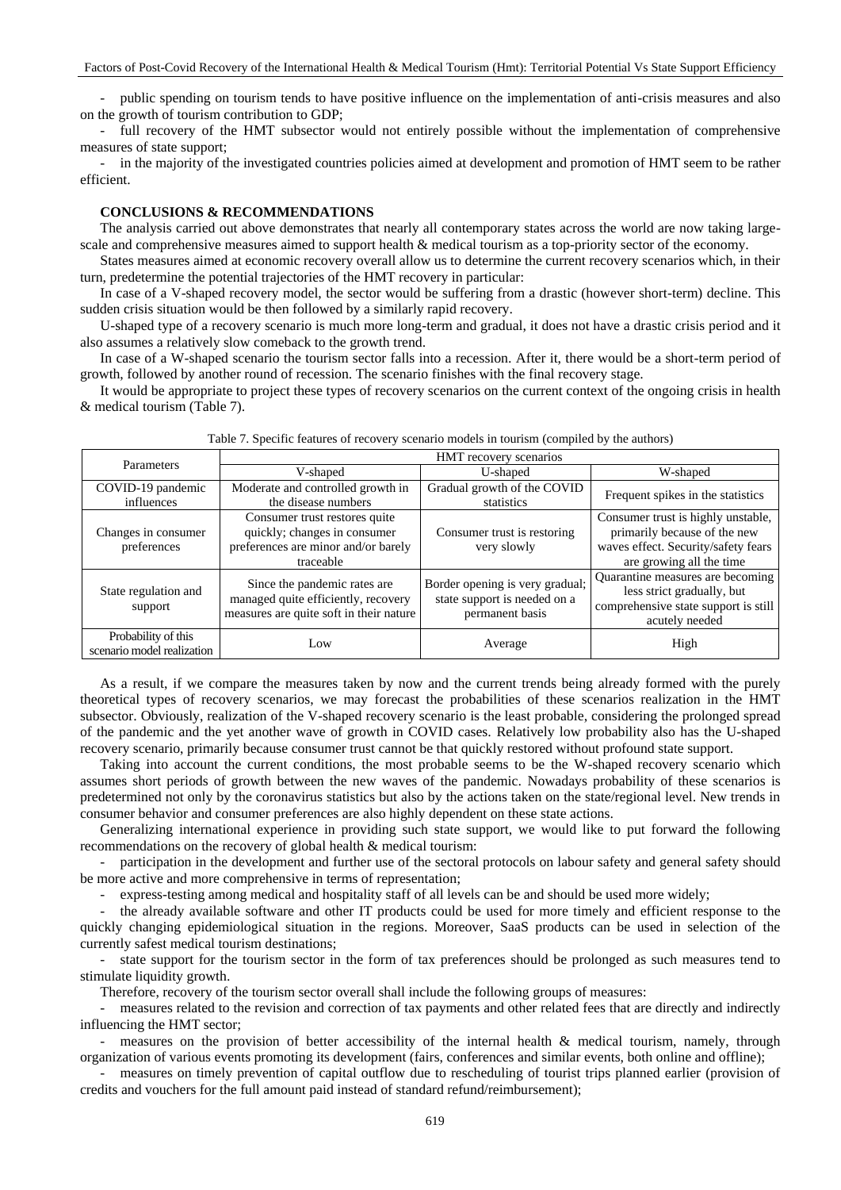- public spending on tourism tends to have positive influence on the implementation of anti-crisis measures and also on the growth of tourism contribution to GDP;

- full recovery of the HMT subsector would not entirely possible without the implementation of comprehensive measures of state support;

- in the majority of the investigated countries policies aimed at development and promotion of HMT seem to be rather efficient.

## CONCLUSIONS & RECOMMENDATIONS

The analysis carried out above demonstrates that nearly all contemporary states across the world are now taking large-scale and comprehensive measures aimed to support health & medical tourism as a top-priority sector of the economy.

States measures aimed at economic recovery overall allow us to determine the current recovery scenarios which, in their turn, predetermine the potential trajectories of the HMT recovery in particular:

In case of a V-shaped recovery model, the sector would be suffering from a drastic (however short-term) decline. This sudden crisis situation would be then followed by a similarly rapid recovery.

U-shaped type of a recovery scenario is much more long-term and gradual, it does not have a drastic crisis period and it also assumes a relatively slow comeback to the growth trend.

In case of a W-shaped scenario the tourism sector falls into a recession. After it, there would be a short-term period of growth, followed by another round of recession. The scenario finishes with the final recovery stage.

It would be appropriate to project these types of recovery scenarios on the current context of the ongoing crisis in health & medical tourism (Table 7).

Table 7. Specific features of recovery scenario models in tourism (compiled by the authors)

| Parameters | HMT recovery scenarios | | |
|---|---|---|---|
| | V-shaped | U-shaped | W-shaped |
| COVID-19 pandemic influences | Moderate and controlled growth in the disease numbers | Gradual growth of the COVID statistics | Frequent spikes in the statistics |
| Changes in consumer preferences | Consumer trust restores quite quickly; changes in consumer preferences are minor and/or barely traceable | Consumer trust is restoring very slowly | Consumer trust is highly unstable, primarily because of the new waves effect. Security/safety fears are growing all the time |
| State regulation and support | Since the pandemic rates are managed quite efficiently, recovery measures are quite soft in their nature | Border opening is very gradual; state support is needed on a permanent basis | Quarantine measures are becoming less strict gradually, but comprehensive state support is still acutely needed |
| Probability of this scenario model realization | Low | Average | High |

As a result, if we compare the measures taken by now and the current trends being already formed with the purely theoretical types of recovery scenarios, we may forecast the probabilities of these scenarios realization in the HMT subsector. Obviously, realization of the V-shaped recovery scenario is the least probable, considering the prolonged spread of the pandemic and the yet another wave of growth in COVID cases. Relatively low probability also has the U-shaped recovery scenario, primarily because consumer trust cannot be that quickly restored without profound state support.

Taking into account the current conditions, the most probable seems to be the W-shaped recovery scenario which assumes short periods of growth between the new waves of the pandemic. Nowadays probability of these scenarios is predetermined not only by the coronavirus statistics but also by the actions taken on the state/regional level. New trends in consumer behavior and consumer preferences are also highly dependent on these state actions.

Generalizing international experience in providing such state support, we would like to put forward the following recommendations on the recovery of global health & medical tourism:

- participation in the development and further use of the sectoral protocols on labour safety and general safety should be more active and more comprehensive in terms of representation;

- express-testing among medical and hospitality staff of all levels can be and should be used more widely;

- the already available software and other IT products could be used for more timely and efficient response to the quickly changing epidemiological situation in the regions. Moreover, SaaS products can be used in selection of the currently safest medical tourism destinations;

- state support for the tourism sector in the form of tax preferences should be prolonged as such measures tend to stimulate liquidity growth.

Therefore, recovery of the tourism sector overall shall include the following groups of measures:

- measures related to the revision and correction of tax payments and other related fees that are directly and indirectly influencing the HMT sector;

- measures on the provision of better accessibility of the internal health & medical tourism, namely, through organization of various events promoting its development (fairs, conferences and similar events, both online and offline);

- measures on timely prevention of capital outflow due to rescheduling of tourist trips planned earlier (provision of credits and vouchers for the full amount paid instead of standard refund/reimbursement);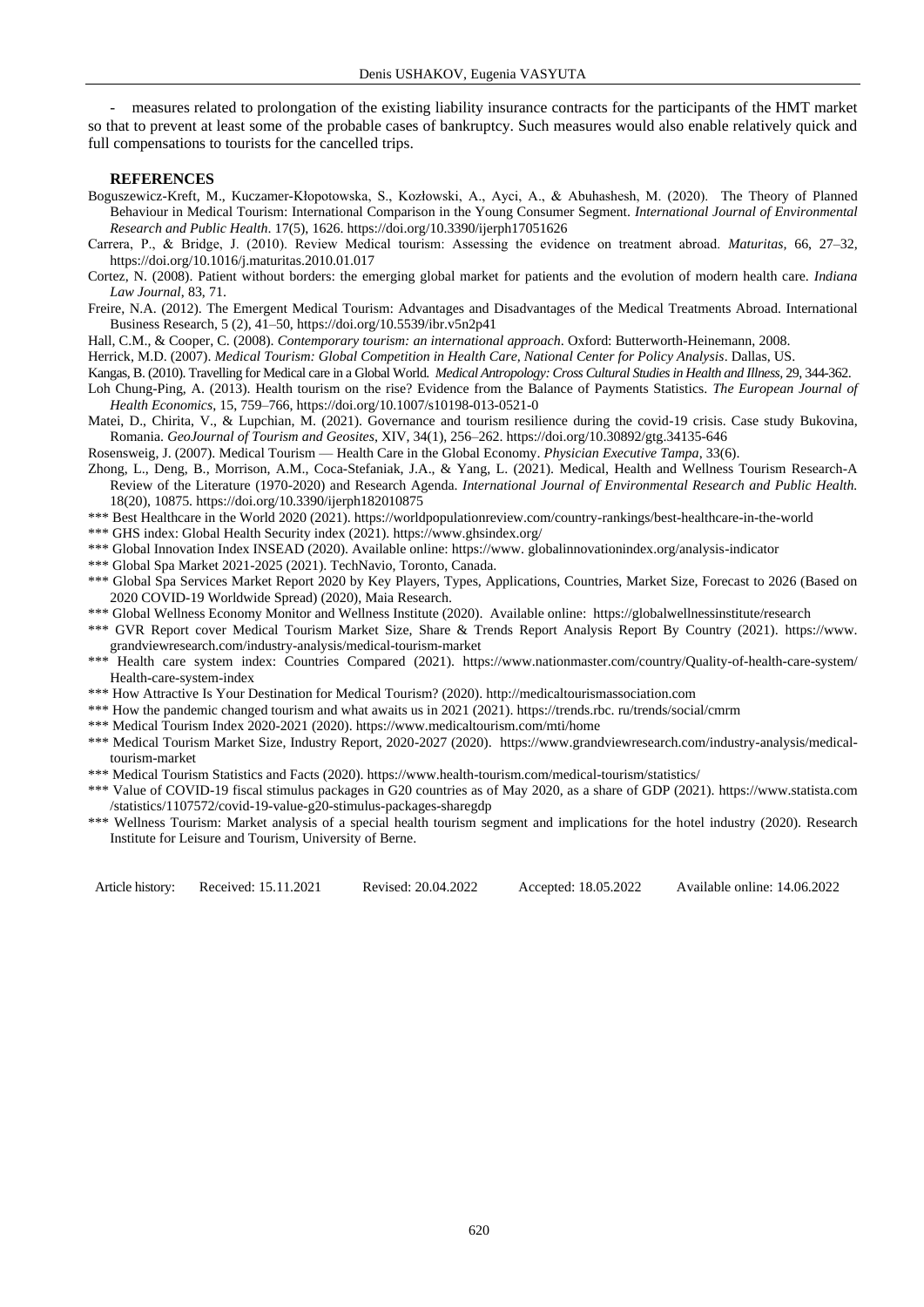- measures related to prolongation of the existing liability insurance contracts for the participants of the HMT market so that to prevent at least some of the probable cases of bankruptcy. Such measures would also enable relatively quick and full compensations to tourists for the cancelled trips.

**REFERENCES**

Boguszewicz-Kreft, M., Kuczamer-Kłopotowska, S., Kozłowski, A., Ayci, A., & Abuhashesh, M. (2020). The Theory of Planned Behaviour in Medical Tourism: International Comparison in the Young Consumer Segment. *International Journal of Environmental Research and Public Health*. 17(5), 1626. https://doi.org/10.3390/ijerph17051626

Carrera, P., & Bridge, J. (2010). Review Medical tourism: Assessing the evidence on treatment abroad. *Maturitas,* 66, 27–32, https://doi.org/10.1016/j.maturitas.2010.01.017

Cortez, N. (2008). Patient without borders: the emerging global market for patients and the evolution of modern health care. *Indiana Law Journal*, 83, 71.

Freire, N.A. (2012). The Emergent Medical Tourism: Advantages and Disadvantages of the Medical Treatments Abroad. International Business Research, 5 (2), 41–50, https://doi.org/10.5539/ibr.v5n2p41

Hall, C.M., & Cooper, C. (2008). *Contemporary tourism: an international approach*. Oxford: Butterworth-Heinemann, 2008.

Herrick, M.D. (2007). *Medical Tourism: Global Competition in Health Care, National Center for Policy Analysis*. Dallas, US.

Kangas, B. (2010). Travelling for Medical care in a Global World. *Medical Antropology: Cross Cultural Studies in Health and Illness*, 29, 344-362.

Loh Chung-Ping, A. (2013). Health tourism on the rise? Evidence from the Balance of Payments Statistics. *The European Journal of Health Economics*, 15, 759–766, https://doi.org/10.1007/s10198-013-0521-0

Matei, D., Chirita, V., & Lupchian, M. (2021). Governance and tourism resilience during the covid-19 crisis. Case study Bukovina, Romania. *GeoJournal of Tourism and Geosites*, XIV, 34(1), 256–262. https://doi.org/10.30892/gtg.34135-646

Rosensweig, J. (2007). Medical Tourism — Health Care in the Global Economy. *Physician Executive Tampa*, 33(6).

Zhong, L., Deng, B., Morrison, A.M., Coca-Stefaniak, J.A., & Yang, L. (2021). Medical, Health and Wellness Tourism Research-A Review of the Literature (1970-2020) and Research Agenda. *International Journal of Environmental Research and Public Health.* 18(20), 10875. https://doi.org/10.3390/ijerph182010875

*** Best Healthcare in the World 2020 (2021). https://worldpopulationreview.com/country-rankings/best-healthcare-in-the-world

*** GHS index: Global Health Security index (2021). https://www.ghsindex.org/

*** Global Innovation Index INSEAD (2020). Available online: https://www. globalinnovationindex.org/analysis-indicator

*** Global Spa Market 2021-2025 (2021). TechNavio, Toronto, Canada.

*** Global Spa Services Market Report 2020 by Key Players, Types, Applications, Countries, Market Size, Forecast to 2026 (Based on 2020 COVID-19 Worldwide Spread) (2020), Maia Research.

*** Global Wellness Economy Monitor and Wellness Institute (2020). Available online: https://globalwellnessinstitute/research

*** GVR Report cover Medical Tourism Market Size, Share & Trends Report Analysis Report By Country (2021). https://www. grandviewresearch.com/industry-analysis/medical-tourism-market

*** Health care system index: Countries Compared (2021). https://www.nationmaster.com/country/Quality-of-health-care-system/ Health-care-system-index

*** How Attractive Is Your Destination for Medical Tourism? (2020). http://medicaltourismassociation.com

*** How the pandemic changed tourism and what awaits us in 2021 (2021). https://trends.rbc. ru/trends/social/cmrm

*** Medical Tourism Index 2020-2021 (2020). https://www.medicaltourism.com/mti/home

*** Medical Tourism Market Size, Industry Report, 2020-2027 (2020). https://www.grandviewresearch.com/industry-analysis/medical-tourism-market

*** Medical Tourism Statistics and Facts (2020). https://www.health-tourism.com/medical-tourism/statistics/

*** Value of COVID-19 fiscal stimulus packages in G20 countries as of May 2020, as a share of GDP (2021). https://www.statista.com /statistics/1107572/covid-19-value-g20-stimulus-packages-sharegdp

*** Wellness Tourism: Market analysis of a special health tourism segment and implications for the hotel industry (2020). Research Institute for Leisure and Tourism, University of Berne.

Article history: Received: 15.11.2021 Revised: 20.04.2022 Accepted: 18.05.2022 Available online: 14.06.2022